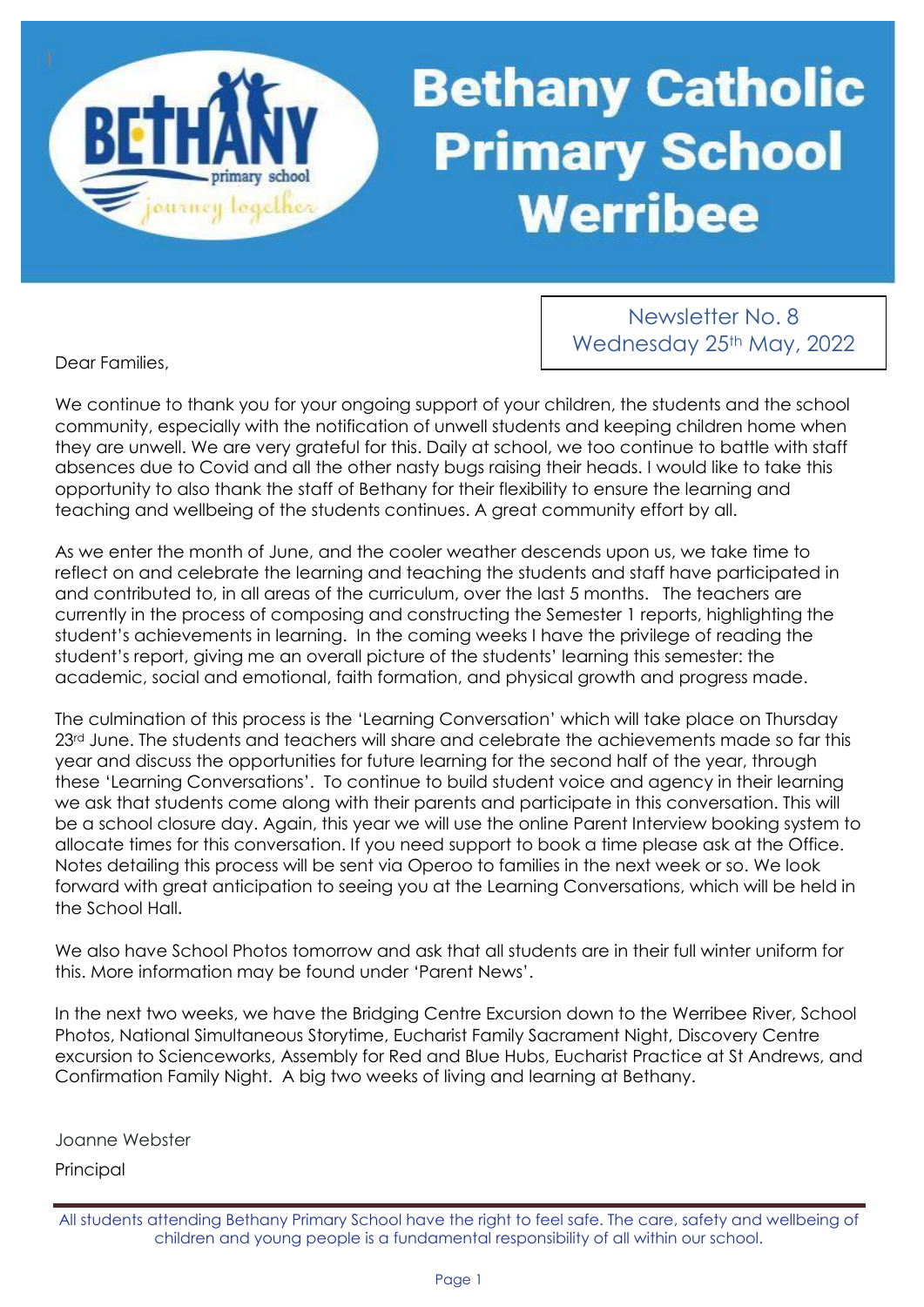# Bethany Catholic Primary School Werribee

Newsletter No. 8
Wednesday 25th May, 2022

Dear Families,

We continue to thank you for your ongoing support of your children, the students and the school community, especially with the notification of unwell students and keeping children home when they are unwell. We are very grateful for this. Daily at school, we too continue to battle with staff absences due to Covid and all the other nasty bugs raising their heads. I would like to take this opportunity to also thank the staff of Bethany for their flexibility to ensure the learning and teaching and wellbeing of the students continues. A great community effort by all.

As we enter the month of June, and the cooler weather descends upon us, we take time to reflect on and celebrate the learning and teaching the students and staff have participated in and contributed to, in all areas of the curriculum, over the last 5 months. The teachers are currently in the process of composing and constructing the Semester 1 reports, highlighting the student's achievements in learning. In the coming weeks I have the privilege of reading the student's report, giving me an overall picture of the students' learning this semester: the academic, social and emotional, faith formation, and physical growth and progress made.

The culmination of this process is the 'Learning Conversation' which will take place on Thursday 23rd June. The students and teachers will share and celebrate the achievements made so far this year and discuss the opportunities for future learning for the second half of the year, through these 'Learning Conversations'. To continue to build student voice and agency in their learning we ask that students come along with their parents and participate in this conversation. This will be a school closure day. Again, this year we will use the online Parent Interview booking system to allocate times for this conversation. If you need support to book a time please ask at the Office. Notes detailing this process will be sent via Operoo to families in the next week or so. We look forward with great anticipation to seeing you at the Learning Conversations, which will be held in the School Hall.

We also have School Photos tomorrow and ask that all students are in their full winter uniform for this. More information may be found under 'Parent News'.

In the next two weeks, we have the Bridging Centre Excursion down to the Werribee River, School Photos, National Simultaneous Storytime, Eucharist Family Sacrament Night, Discovery Centre excursion to Scienceworks, Assembly for Red and Blue Hubs, Eucharist Practice at St Andrews, and Confirmation Family Night. A big two weeks of living and learning at Bethany.

Joanne Webster

Principal

All students attending Bethany Primary School have the right to feel safe. The care, safety and wellbeing of children and young people is a fundamental responsibility of all within our school.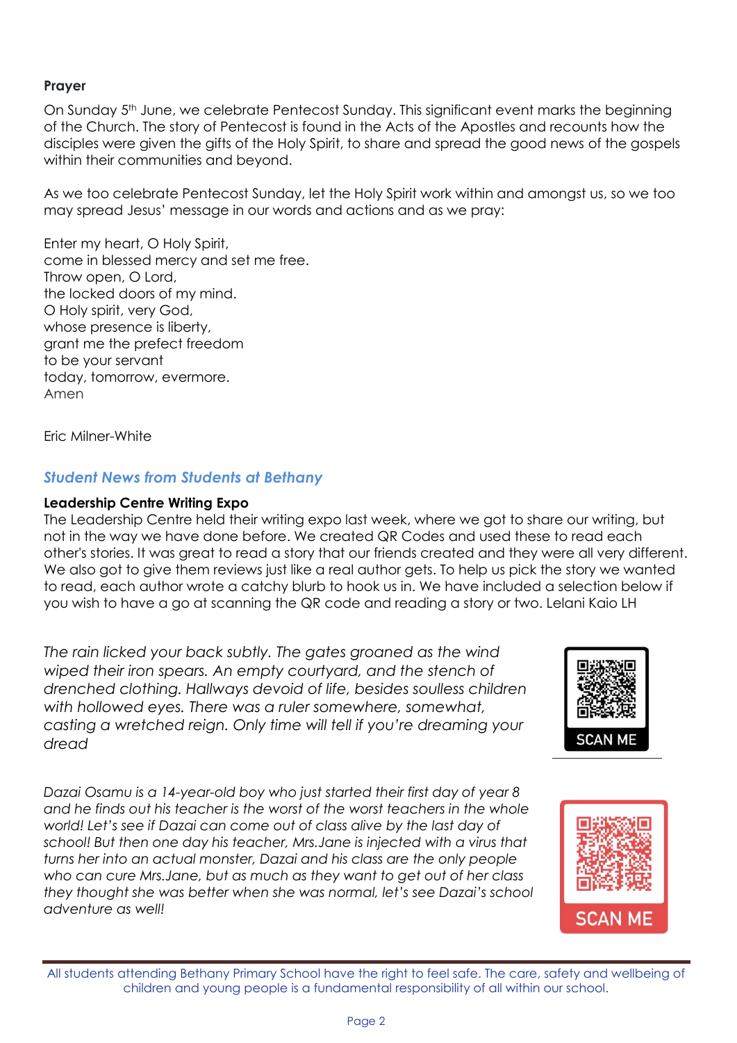**Prayer**

On Sunday 5th June, we celebrate Pentecost Sunday. This significant event marks the beginning of the Church. The story of Pentecost is found in the Acts of the Apostles and recounts how the disciples were given the gifts of the Holy Spirit, to share and spread the good news of the gospels within their communities and beyond.

As we too celebrate Pentecost Sunday, let the Holy Spirit work within and amongst us, so we too may spread Jesus' message in our words and actions and as we pray:

Enter my heart, O Holy Spirit,
come in blessed mercy and set me free.
Throw open, O Lord,
the locked doors of my mind.
O Holy spirit, very God,
whose presence is liberty,
grant me the prefect freedom
to be your servant
today, tomorrow, evermore.
Amen

Eric Milner-White

## *Student News from Students at Bethany*

**Leadership Centre Writing Expo**

The Leadership Centre held their writing expo last week, where we got to share our writing, but not in the way we have done before. We created QR Codes and used these to read each other's stories. It was great to read a story that our friends created and they were all very different. We also got to give them reviews just like a real author gets. To help us pick the story we wanted to read, each author wrote a catchy blurb to hook us in. We have included a selection below if you wish to have a go at scanning the QR code and reading a story or two. Lelani Kaio LH

*The rain licked your back subtly. The gates groaned as the wind wiped their iron spears. An empty courtyard, and the stench of drenched clothing. Hallways devoid of life, besides soulless children with hollowed eyes. There was a ruler somewhere, somewhat, casting a wretched reign. Only time will tell if you're dreaming your dread*

SCAN ME

*Dazai Osamu is a 14-year-old boy who just started their first day of year 8 and he finds out his teacher is the worst of the worst teachers in the whole world! Let's see if Dazai can come out of class alive by the last day of school! But then one day his teacher, Mrs.Jane is injected with a virus that turns her into an actual monster, Dazai and his class are the only people who can cure Mrs.Jane, but as much as they want to get out of her class they thought she was better when she was normal, let's see Dazai's school adventure as well!*

SCAN ME

All students attending Bethany Primary School have the right to feel safe. The care, safety and wellbeing of children and young people is a fundamental responsibility of all within our school.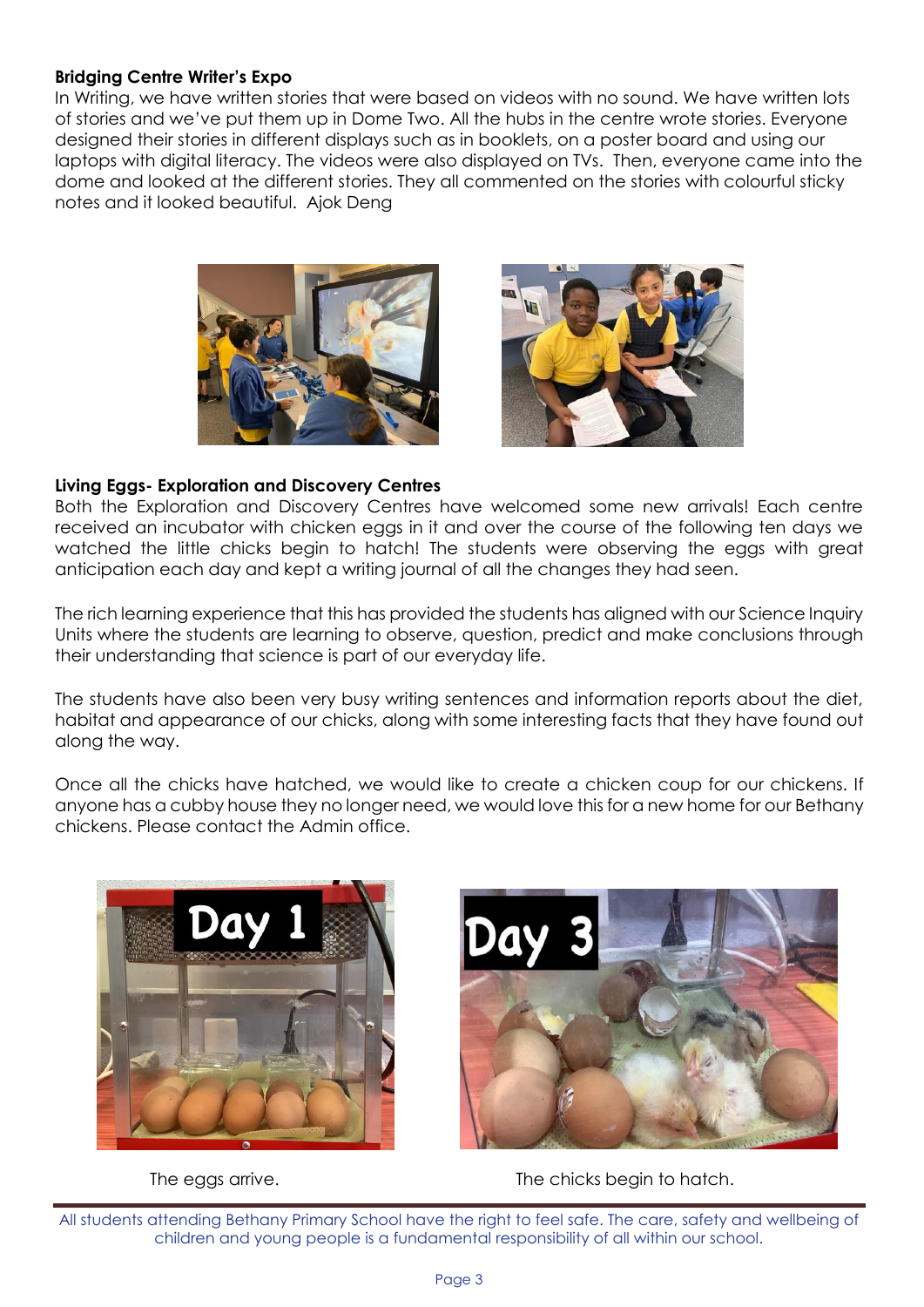**Bridging Centre Writer's Expo**

In Writing, we have written stories that were based on videos with no sound. We have written lots of stories and we've put them up in Dome Two. All the hubs in the centre wrote stories. Everyone designed their stories in different displays such as in booklets, on a poster board and using our laptops with digital literacy. The videos were also displayed on TVs. Then, everyone came into the dome and looked at the different stories. They all commented on the stories with colourful sticky notes and it looked beautiful. Ajok Deng

**Living Eggs- Exploration and Discovery Centres**

Both the Exploration and Discovery Centres have welcomed some new arrivals! Each centre received an incubator with chicken eggs in it and over the course of the following ten days we watched the little chicks begin to hatch! The students were observing the eggs with great anticipation each day and kept a writing journal of all the changes they had seen.

The rich learning experience that this has provided the students has aligned with our Science Inquiry Units where the students are learning to observe, question, predict and make conclusions through their understanding that science is part of our everyday life.

The students have also been very busy writing sentences and information reports about the diet, habitat and appearance of our chicks, along with some interesting facts that they have found out along the way.

Once all the chicks have hatched, we would like to create a chicken coup for our chickens. If anyone has a cubby house they no longer need, we would love this for a new home for our Bethany chickens. Please contact the Admin office.

The eggs arrive.

The chicks begin to hatch.

All students attending Bethany Primary School have the right to feel safe. The care, safety and wellbeing of children and young people is a fundamental responsibility of all within our school.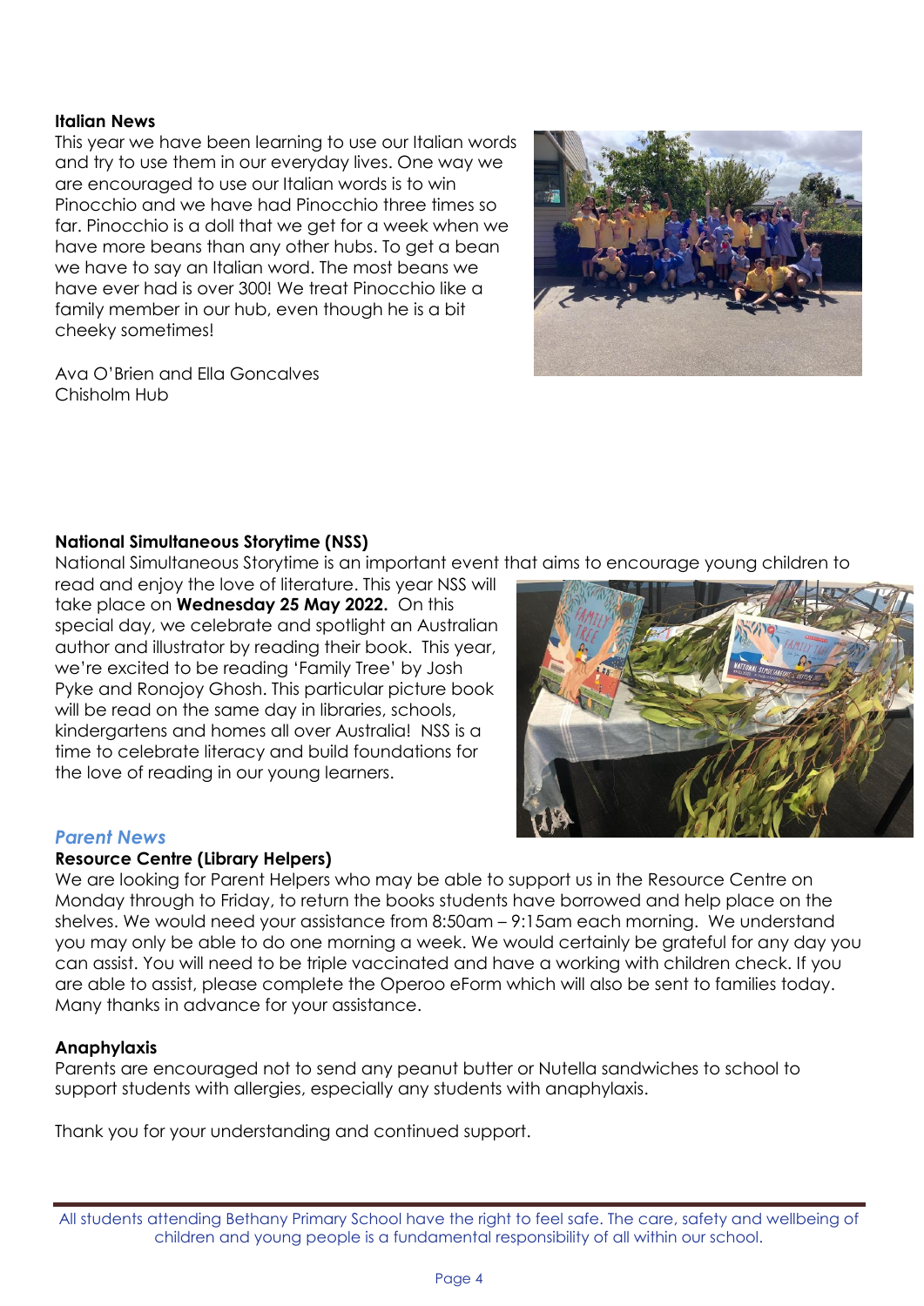### Italian News

This year we have been learning to use our Italian words and try to use them in our everyday lives. One way we are encouraged to use our Italian words is to win Pinocchio and we have had Pinocchio three times so far. Pinocchio is a doll that we get for a week when we have more beans than any other hubs. To get a bean we have to say an Italian word. The most beans we have ever had is over 300! We treat Pinocchio like a family member in our hub, even though he is a bit cheeky sometimes!

Ava O'Brien and Ella Goncalves
Chisholm Hub

### National Simultaneous Storytime (NSS)

National Simultaneous Storytime is an important event that aims to encourage young children to read and enjoy the love of literature. This year NSS will take place on **Wednesday 25 May 2022.** On this special day, we celebrate and spotlight an Australian author and illustrator by reading their book. This year, we're excited to be reading 'Family Tree' by Josh Pyke and Ronojoy Ghosh. This particular picture book will be read on the same day in libraries, schools, kindergartens and homes all over Australia! NSS is a time to celebrate literacy and build foundations for the love of reading in our young learners.

## *Parent News*

### Resource Centre (Library Helpers)

We are looking for Parent Helpers who may be able to support us in the Resource Centre on Monday through to Friday, to return the books students have borrowed and help place on the shelves. We would need your assistance from 8:50am – 9:15am each morning. We understand you may only be able to do one morning a week. We would certainly be grateful for any day you can assist. You will need to be triple vaccinated and have a working with children check. If you are able to assist, please complete the Operoo eForm which will also be sent to families today. Many thanks in advance for your assistance.

### Anaphylaxis

Parents are encouraged not to send any peanut butter or Nutella sandwiches to school to support students with allergies, especially any students with anaphylaxis.

Thank you for your understanding and continued support.

All students attending Bethany Primary School have the right to feel safe. The care, safety and wellbeing of children and young people is a fundamental responsibility of all within our school.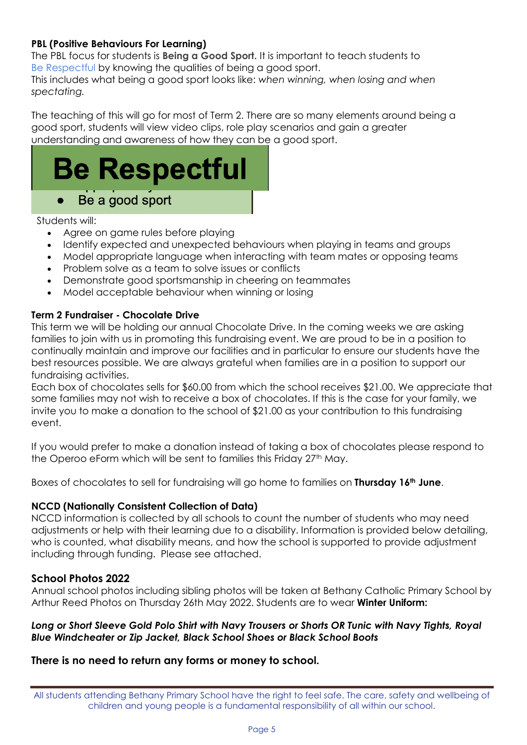**PBL (Positive Behaviours For Learning)**

The PBL focus for students is **Being a Good Sport.** It is important to teach students to Be Respectful by knowing the qualities of being a good sport.
This includes what being a good sport looks like: *when winning, when losing and when spectating.*

The teaching of this will go for most of Term 2. There are so many elements around being a good sport, students will view video clips, role play scenarios and gain a greater understanding and awareness of how they can be a good sport.

# Be Respectful

- Be a good sport

Students will:

- Agree on game rules before playing
- Identify expected and unexpected behaviours when playing in teams and groups
- Model appropriate language when interacting with team mates or opposing teams
- Problem solve as a team to solve issues or conflicts
- Demonstrate good sportsmanship in cheering on teammates
- Model acceptable behaviour when winning or losing

**Term 2 Fundraiser - Chocolate Drive**

This term we will be holding our annual Chocolate Drive. In the coming weeks we are asking families to join with us in promoting this fundraising event. We are proud to be in a position to continually maintain and improve our facilities and in particular to ensure our students have the best resources possible. We are always grateful when families are in a position to support our fundraising activities.
Each box of chocolates sells for $60.00 from which the school receives $21.00. We appreciate that some families may not wish to receive a box of chocolates. If this is the case for your family, we invite you to make a donation to the school of $21.00 as your contribution to this fundraising event.

If you would prefer to make a donation instead of taking a box of chocolates please respond to the Operoo eForm which will be sent to families this Friday 27th May.

Boxes of chocolates to sell for fundraising will go home to families on **Thursday 16th June**.

**NCCD (Nationally Consistent Collection of Data)**

NCCD information is collected by all schools to count the number of students who may need adjustments or help with their learning due to a disability. Information is provided below detailing, who is counted, what disability means, and how the school is supported to provide adjustment including through funding. Please see attached.

**School Photos 2022**

Annual school photos including sibling photos will be taken at Bethany Catholic Primary School by Arthur Reed Photos on Thursday 26th May 2022. Students are to wear **Winter Uniform:**

***Long or Short Sleeve Gold Polo Shirt with Navy Trousers or Shorts OR Tunic with Navy Tights, Royal Blue Windcheater or Zip Jacket, Black School Shoes or Black School Boots***

**There is no need to return any forms or money to school.**

All students attending Bethany Primary School have the right to feel safe. The care, safety and wellbeing of children and young people is a fundamental responsibility of all within our school.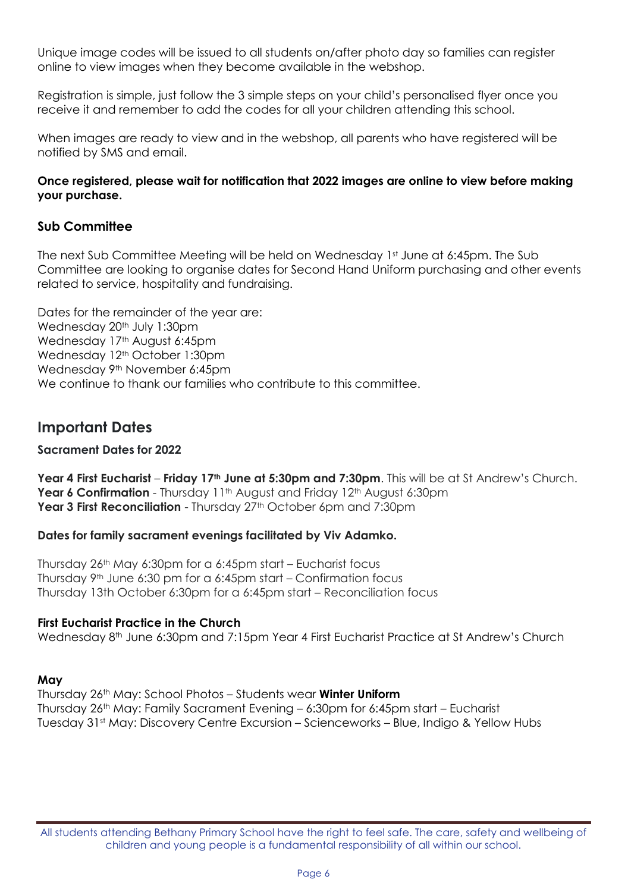Unique image codes will be issued to all students on/after photo day so families can register online to view images when they become available in the webshop.

Registration is simple, just follow the 3 simple steps on your child's personalised flyer once you receive it and remember to add the codes for all your children attending this school.

When images are ready to view and in the webshop, all parents who have registered will be notified by SMS and email.

**Once registered, please wait for notification that 2022 images are online to view before making your purchase.**

### Sub Committee

The next Sub Committee Meeting will be held on Wednesday 1st June at 6:45pm. The Sub Committee are looking to organise dates for Second Hand Uniform purchasing and other events related to service, hospitality and fundraising.

Dates for the remainder of the year are:
Wednesday 20th July 1:30pm
Wednesday 17th August 6:45pm
Wednesday 12th October 1:30pm
Wednesday 9th November 6:45pm
We continue to thank our families who contribute to this committee.

## Important Dates

**Sacrament Dates for 2022**

**Year 4 First Eucharist** – **Friday 17th June at 5:30pm and 7:30pm**. This will be at St Andrew's Church.
**Year 6 Confirmation** - Thursday 11th August and Friday 12th August 6:30pm
**Year 3 First Reconciliation** - Thursday 27th October 6pm and 7:30pm

**Dates for family sacrament evenings facilitated by Viv Adamko.**

Thursday 26th May 6:30pm for a 6:45pm start – Eucharist focus
Thursday 9th June 6:30 pm for a 6:45pm start – Confirmation focus
Thursday 13th October 6:30pm for a 6:45pm start – Reconciliation focus

**First Eucharist Practice in the Church**
Wednesday 8th June 6:30pm and 7:15pm Year 4 First Eucharist Practice at St Andrew's Church

**May**
Thursday 26th May: School Photos – Students wear **Winter Uniform**
Thursday 26th May: Family Sacrament Evening – 6:30pm for 6:45pm start – Eucharist
Tuesday 31st May: Discovery Centre Excursion – Scienceworks – Blue, Indigo & Yellow Hubs

All students attending Bethany Primary School have the right to feel safe. The care, safety and wellbeing of children and young people is a fundamental responsibility of all within our school.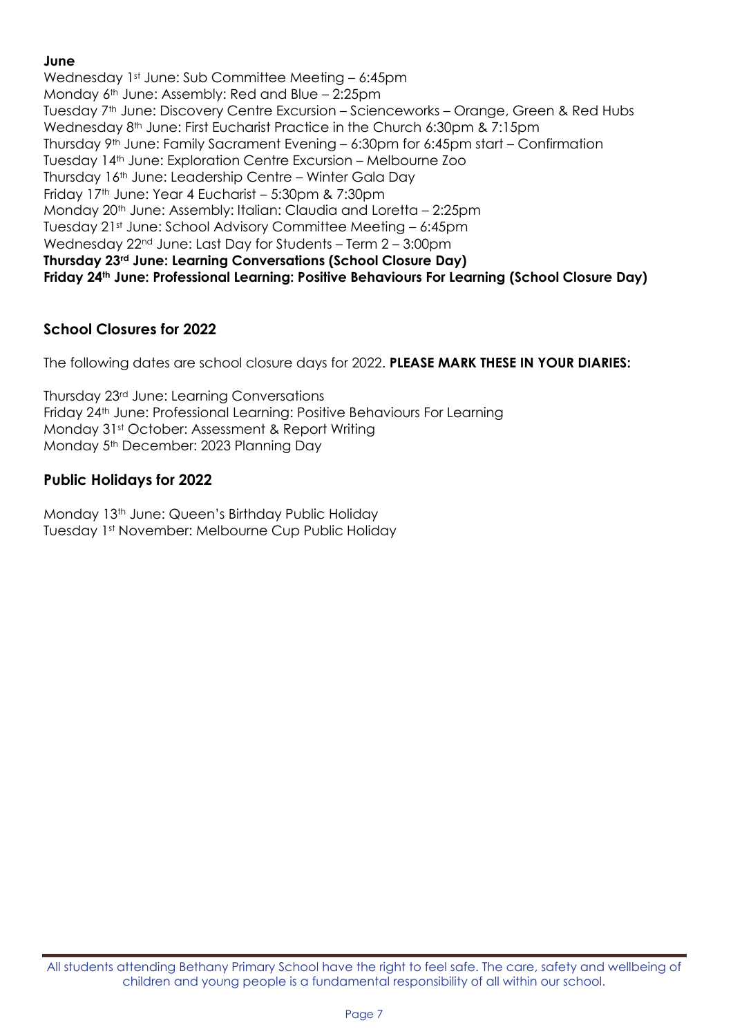**June**

Wednesday 1st June: Sub Committee Meeting – 6:45pm
Monday 6th June: Assembly: Red and Blue – 2:25pm
Tuesday 7th June: Discovery Centre Excursion – Scienceworks – Orange, Green & Red Hubs
Wednesday 8th June: First Eucharist Practice in the Church 6:30pm & 7:15pm
Thursday 9th June: Family Sacrament Evening – 6:30pm for 6:45pm start – Confirmation
Tuesday 14th June: Exploration Centre Excursion – Melbourne Zoo
Thursday 16th June: Leadership Centre – Winter Gala Day
Friday 17th June: Year 4 Eucharist – 5:30pm & 7:30pm
Monday 20th June: Assembly: Italian: Claudia and Loretta – 2:25pm
Tuesday 21st June: School Advisory Committee Meeting – 6:45pm
Wednesday 22nd June: Last Day for Students – Term 2 – 3:00pm
**Thursday 23rd June: Learning Conversations (School Closure Day)**
**Friday 24th June: Professional Learning: Positive Behaviours For Learning (School Closure Day)**

## School Closures for 2022

The following dates are school closure days for 2022. **PLEASE MARK THESE IN YOUR DIARIES:**

Thursday 23rd June: Learning Conversations
Friday 24th June: Professional Learning: Positive Behaviours For Learning
Monday 31st October: Assessment & Report Writing
Monday 5th December: 2023 Planning Day

## Public Holidays for 2022

Monday 13th June: Queen's Birthday Public Holiday
Tuesday 1st November: Melbourne Cup Public Holiday

All students attending Bethany Primary School have the right to feel safe. The care, safety and wellbeing of children and young people is a fundamental responsibility of all within our school.